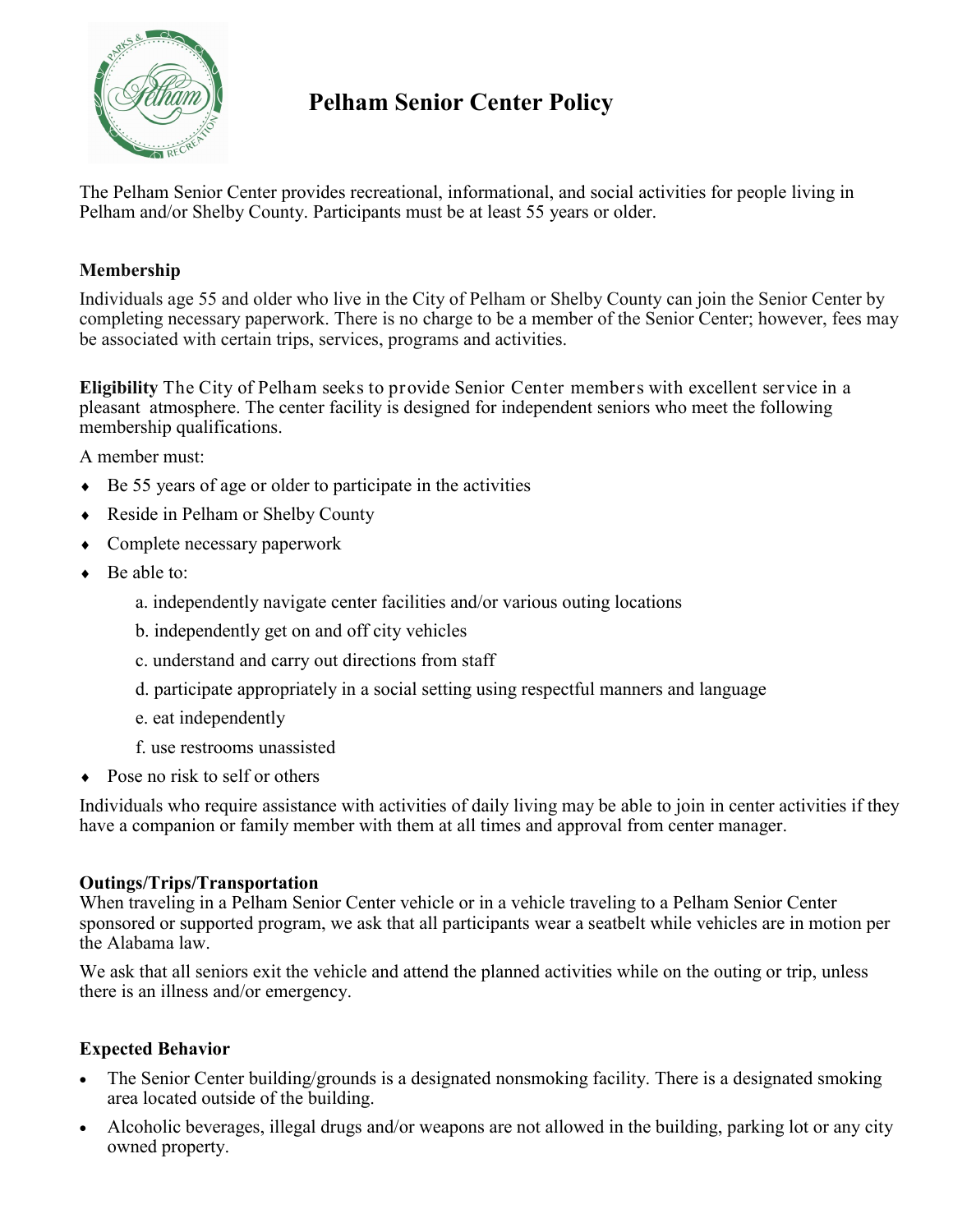# Pelham Senior Center Policy

The Pelham Senior Center provides recreational, informational, and social activities for people living in Pelham and/or Shelby County. Participants must be at least 55 years or older.

## Membership

Individuals age 55 and older who live in the City of Pelham or Shelby County can join the Senior Center by completing necessary paperwork. There is no charge to be a member of the Senior Center; however, fees may be associated with certain trips, services, programs and activities.

**Eligibility** The City of Pelham seeks to provide Senior Center members with excellent service in a pleasant atmosphere. The center facility is designed for independent seniors who meet the following membership qualifications.

A member must:

- Be 55 years of age or older to participate in the activities
- Reside in Pelham or Shelby County
- Complete necessary paperwork
- Be able to:
  - a. independently navigate center facilities and/or various outing locations
  - b. independently get on and off city vehicles
  - c. understand and carry out directions from staff
  - d. participate appropriately in a social setting using respectful manners and language
  - e. eat independently
  - f. use restrooms unassisted
- Pose no risk to self or others

Individuals who require assistance with activities of daily living may be able to join in center activities if they have a companion or family member with them at all times and approval from center manager.

## Outings/Trips/Transportation

When traveling in a Pelham Senior Center vehicle or in a vehicle traveling to a Pelham Senior Center sponsored or supported program, we ask that all participants wear a seatbelt while vehicles are in motion per the Alabama law.

We ask that all seniors exit the vehicle and attend the planned activities while on the outing or trip, unless there is an illness and/or emergency.

## Expected Behavior

- The Senior Center building/grounds is a designated nonsmoking facility. There is a designated smoking area located outside of the building.
- Alcoholic beverages, illegal drugs and/or weapons are not allowed in the building, parking lot or any city owned property.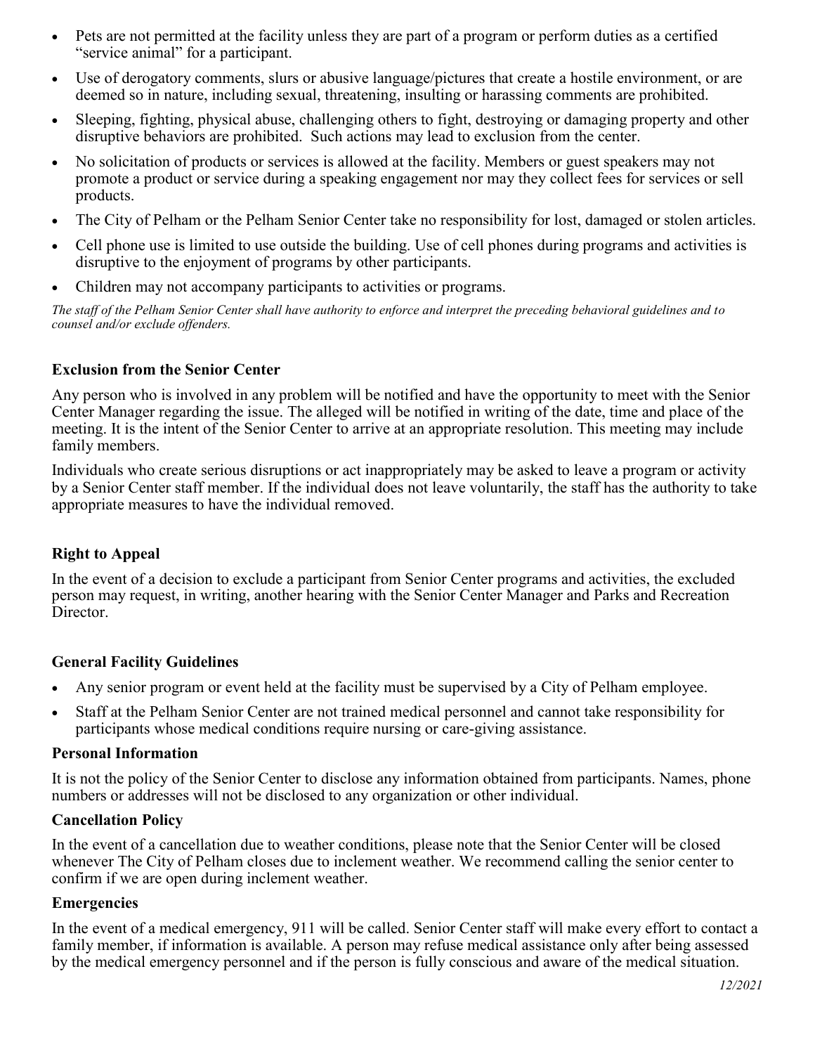- Pets are not permitted at the facility unless they are part of a program or perform duties as a certified "service animal" for a participant.
- Use of derogatory comments, slurs or abusive language/pictures that create a hostile environment, or are deemed so in nature, including sexual, threatening, insulting or harassing comments are prohibited.
- Sleeping, fighting, physical abuse, challenging others to fight, destroying or damaging property and other disruptive behaviors are prohibited. Such actions may lead to exclusion from the center.
- No solicitation of products or services is allowed at the facility. Members or guest speakers may not promote a product or service during a speaking engagement nor may they collect fees for services or sell products.
- The City of Pelham or the Pelham Senior Center take no responsibility for lost, damaged or stolen articles.
- Cell phone use is limited to use outside the building. Use of cell phones during programs and activities is disruptive to the enjoyment of programs by other participants.
- Children may not accompany participants to activities or programs.

*The staff of the Pelham Senior Center shall have authority to enforce and interpret the preceding behavioral guidelines and to counsel and/or exclude offenders.*

**Exclusion from the Senior Center**

Any person who is involved in any problem will be notified and have the opportunity to meet with the Senior Center Manager regarding the issue. The alleged will be notified in writing of the date, time and place of the meeting. It is the intent of the Senior Center to arrive at an appropriate resolution. This meeting may include family members.

Individuals who create serious disruptions or act inappropriately may be asked to leave a program or activity by a Senior Center staff member. If the individual does not leave voluntarily, the staff has the authority to take appropriate measures to have the individual removed.

**Right to Appeal**

In the event of a decision to exclude a participant from Senior Center programs and activities, the excluded person may request, in writing, another hearing with the Senior Center Manager and Parks and Recreation Director.

**General Facility Guidelines**

- Any senior program or event held at the facility must be supervised by a City of Pelham employee.
- Staff at the Pelham Senior Center are not trained medical personnel and cannot take responsibility for participants whose medical conditions require nursing or care-giving assistance.

**Personal Information**

It is not the policy of the Senior Center to disclose any information obtained from participants. Names, phone numbers or addresses will not be disclosed to any organization or other individual.

**Cancellation Policy**

In the event of a cancellation due to weather conditions, please note that the Senior Center will be closed whenever The City of Pelham closes due to inclement weather. We recommend calling the senior center to confirm if we are open during inclement weather.

**Emergencies**

In the event of a medical emergency, 911 will be called. Senior Center staff will make every effort to contact a family member, if information is available. A person may refuse medical assistance only after being assessed by the medical emergency personnel and if the person is fully conscious and aware of the medical situation.

*12/2021*